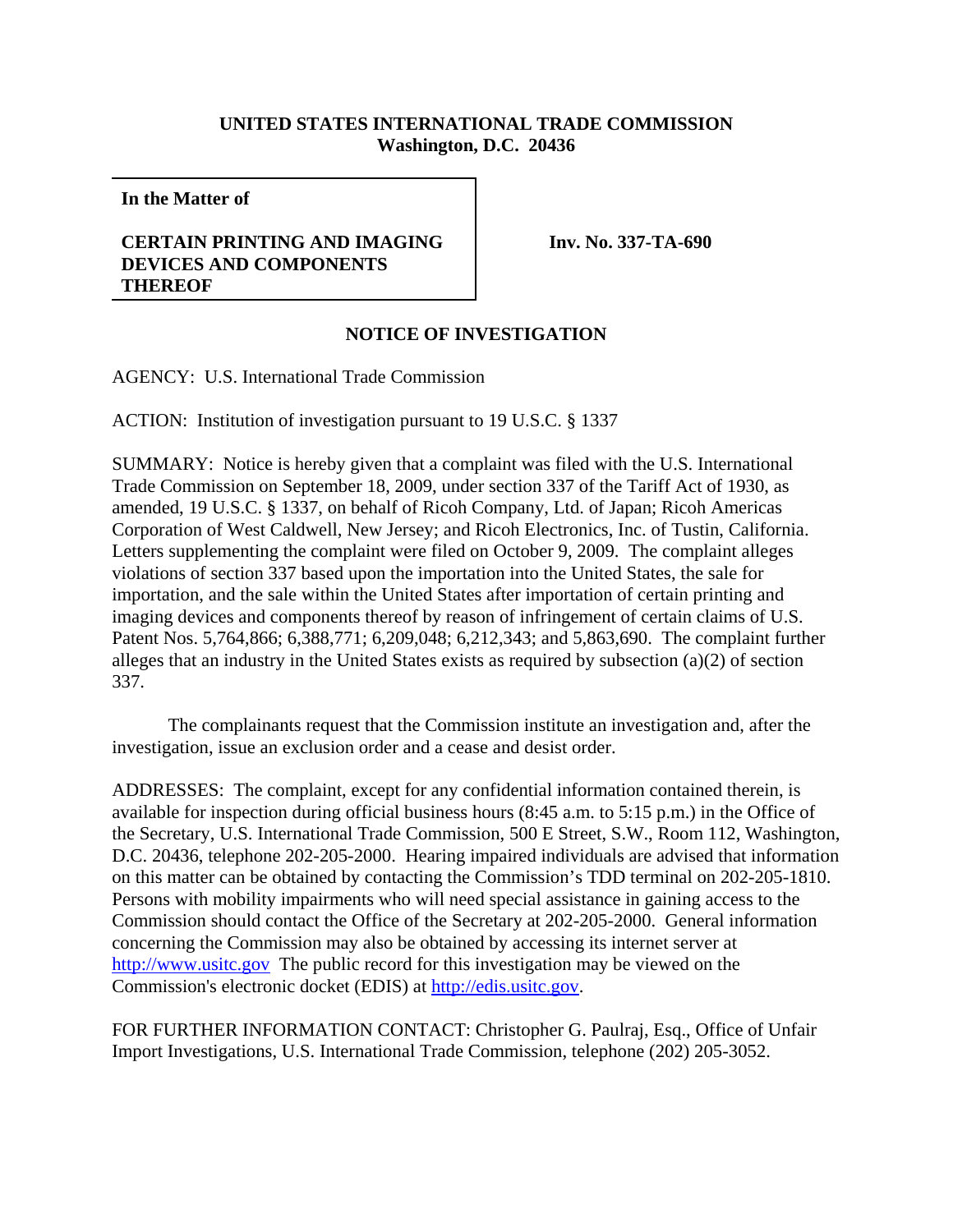**UNITED STATES INTERNATIONAL TRADE COMMISSION**
**Washington, D.C. 20436**

| **In the Matter of**<br><br>**CERTAIN PRINTING AND IMAGING DEVICES AND COMPONENTS THEREOF** | **Inv. No. 337-TA-690** |
|---|---|

**NOTICE OF INVESTIGATION**

AGENCY: U.S. International Trade Commission

ACTION: Institution of investigation pursuant to 19 U.S.C. § 1337

SUMMARY: Notice is hereby given that a complaint was filed with the U.S. International Trade Commission on September 18, 2009, under section 337 of the Tariff Act of 1930, as amended, 19 U.S.C. § 1337, on behalf of Ricoh Company, Ltd. of Japan; Ricoh Americas Corporation of West Caldwell, New Jersey; and Ricoh Electronics, Inc. of Tustin, California. Letters supplementing the complaint were filed on October 9, 2009. The complaint alleges violations of section 337 based upon the importation into the United States, the sale for importation, and the sale within the United States after importation of certain printing and imaging devices and components thereof by reason of infringement of certain claims of U.S. Patent Nos. 5,764,866; 6,388,771; 6,209,048; 6,212,343; and 5,863,690. The complaint further alleges that an industry in the United States exists as required by subsection (a)(2) of section 337.

The complainants request that the Commission institute an investigation and, after the investigation, issue an exclusion order and a cease and desist order.

ADDRESSES: The complaint, except for any confidential information contained therein, is available for inspection during official business hours (8:45 a.m. to 5:15 p.m.) in the Office of the Secretary, U.S. International Trade Commission, 500 E Street, S.W., Room 112, Washington, D.C. 20436, telephone 202-205-2000. Hearing impaired individuals are advised that information on this matter can be obtained by contacting the Commission's TDD terminal on 202-205-1810. Persons with mobility impairments who will need special assistance in gaining access to the Commission should contact the Office of the Secretary at 202-205-2000. General information concerning the Commission may also be obtained by accessing its internet server at http://www.usitc.gov The public record for this investigation may be viewed on the Commission's electronic docket (EDIS) at http://edis.usitc.gov.

FOR FURTHER INFORMATION CONTACT: Christopher G. Paulraj, Esq., Office of Unfair Import Investigations, U.S. International Trade Commission, telephone (202) 205-3052.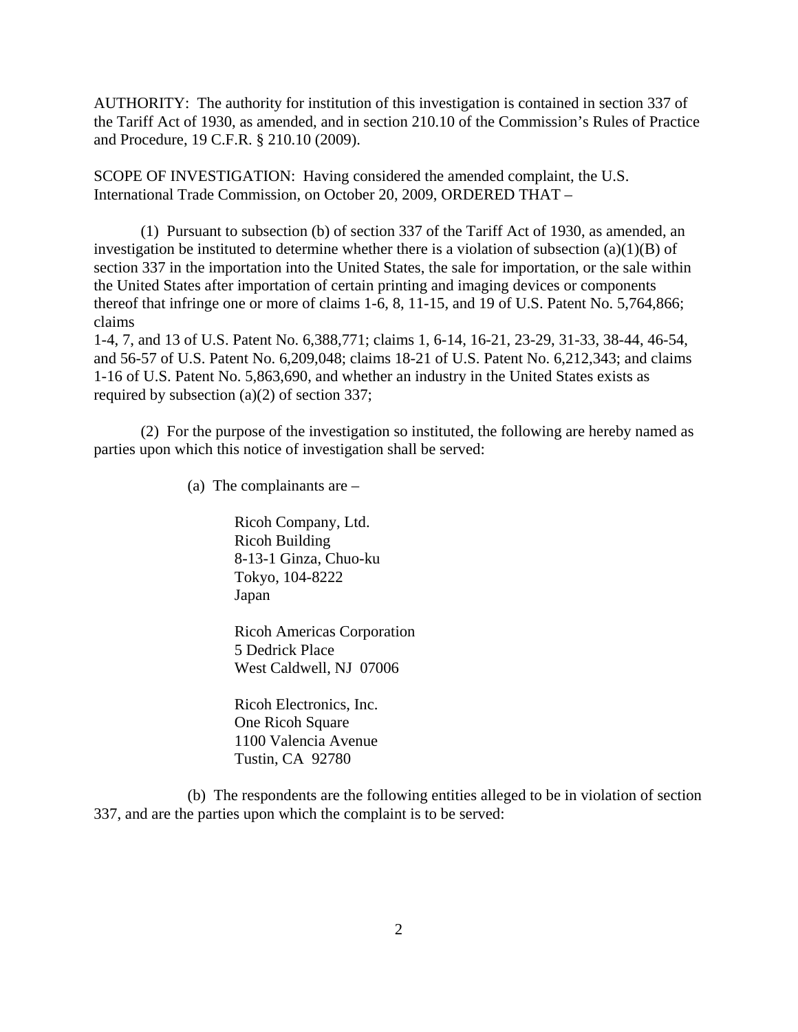AUTHORITY: The authority for institution of this investigation is contained in section 337 of the Tariff Act of 1930, as amended, and in section 210.10 of the Commission's Rules of Practice and Procedure, 19 C.F.R. § 210.10 (2009).

SCOPE OF INVESTIGATION: Having considered the amended complaint, the U.S. International Trade Commission, on October 20, 2009, ORDERED THAT –

(1) Pursuant to subsection (b) of section 337 of the Tariff Act of 1930, as amended, an investigation be instituted to determine whether there is a violation of subsection (a)(1)(B) of section 337 in the importation into the United States, the sale for importation, or the sale within the United States after importation of certain printing and imaging devices or components thereof that infringe one or more of claims 1-6, 8, 11-15, and 19 of U.S. Patent No. 5,764,866; claims
1-4, 7, and 13 of U.S. Patent No. 6,388,771; claims 1, 6-14, 16-21, 23-29, 31-33, 38-44, 46-54, and 56-57 of U.S. Patent No. 6,209,048; claims 18-21 of U.S. Patent No. 6,212,343; and claims 1-16 of U.S. Patent No. 5,863,690, and whether an industry in the United States exists as required by subsection (a)(2) of section 337;

(2) For the purpose of the investigation so instituted, the following are hereby named as parties upon which this notice of investigation shall be served:

(a) The complainants are –

Ricoh Company, Ltd.
Ricoh Building
8-13-1 Ginza, Chuo-ku
Tokyo, 104-8222
Japan

Ricoh Americas Corporation
5 Dedrick Place
West Caldwell, NJ 07006

Ricoh Electronics, Inc.
One Ricoh Square
1100 Valencia Avenue
Tustin, CA 92780

(b) The respondents are the following entities alleged to be in violation of section 337, and are the parties upon which the complaint is to be served: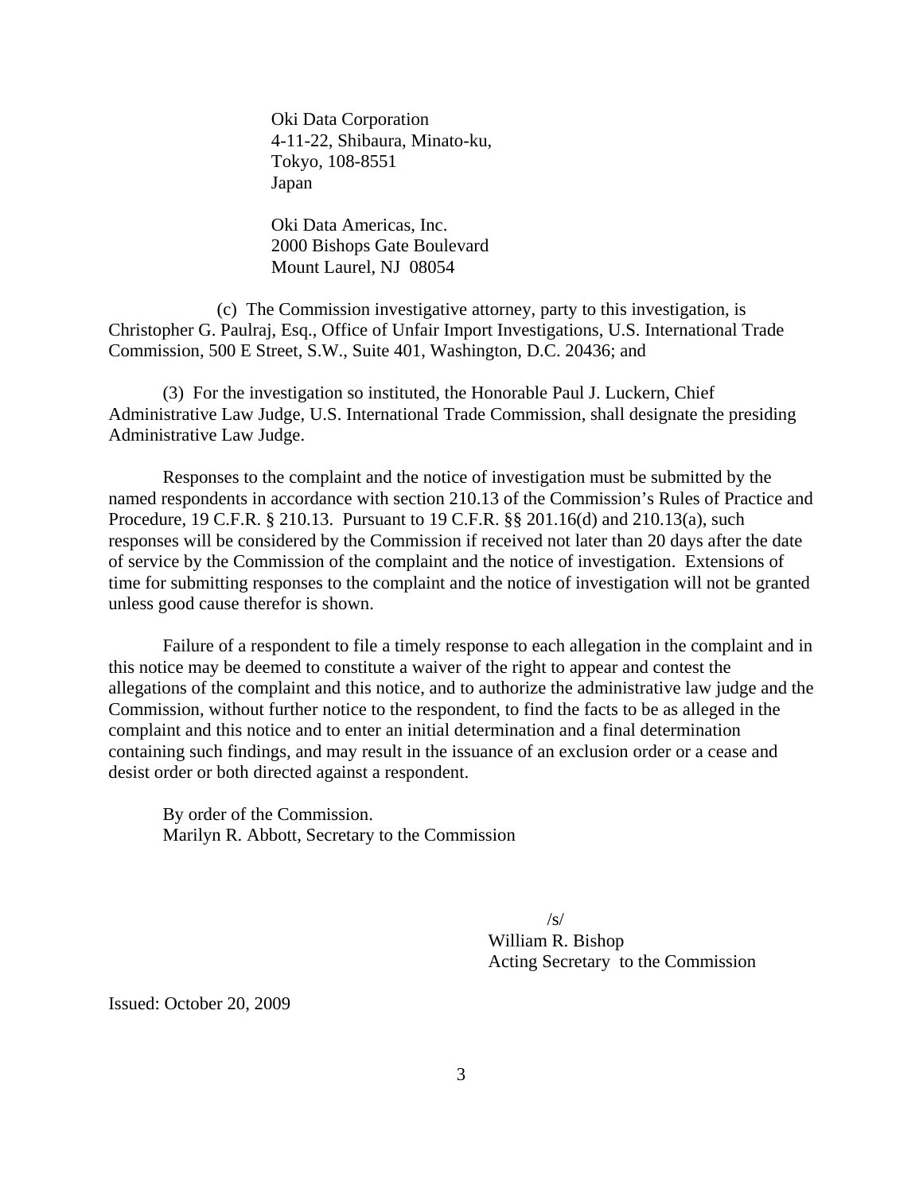Oki Data Corporation
4-11-22, Shibaura, Minato-ku,
Tokyo, 108-8551
Japan

Oki Data Americas, Inc.
2000 Bishops Gate Boulevard
Mount Laurel, NJ 08054

(c) The Commission investigative attorney, party to this investigation, is Christopher G. Paulraj, Esq., Office of Unfair Import Investigations, U.S. International Trade Commission, 500 E Street, S.W., Suite 401, Washington, D.C. 20436; and

(3) For the investigation so instituted, the Honorable Paul J. Luckern, Chief Administrative Law Judge, U.S. International Trade Commission, shall designate the presiding Administrative Law Judge.

Responses to the complaint and the notice of investigation must be submitted by the named respondents in accordance with section 210.13 of the Commission's Rules of Practice and Procedure, 19 C.F.R. § 210.13. Pursuant to 19 C.F.R. §§ 201.16(d) and 210.13(a), such responses will be considered by the Commission if received not later than 20 days after the date of service by the Commission of the complaint and the notice of investigation. Extensions of time for submitting responses to the complaint and the notice of investigation will not be granted unless good cause therefor is shown.

Failure of a respondent to file a timely response to each allegation in the complaint and in this notice may be deemed to constitute a waiver of the right to appear and contest the allegations of the complaint and this notice, and to authorize the administrative law judge and the Commission, without further notice to the respondent, to find the facts to be as alleged in the complaint and this notice and to enter an initial determination and a final determination containing such findings, and may result in the issuance of an exclusion order or a cease and desist order or both directed against a respondent.

By order of the Commission.
Marilyn R. Abbott, Secretary to the Commission

/s/
William R. Bishop
Acting Secretary to the Commission

Issued: October 20, 2009